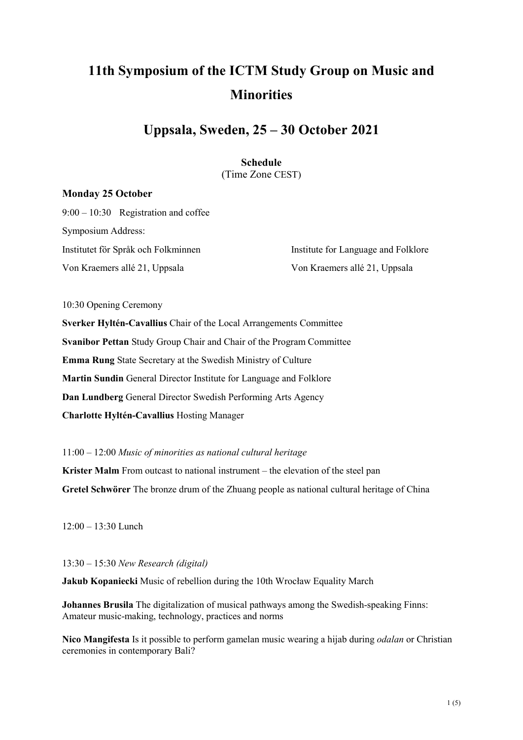# 11th Symposium of the ICTM Study Group on Music and Minorities

## Uppsala, Sweden, 25 – 30 October 2021

**Schedule**
(Time Zone CEST)

### Monday 25 October

9:00 – 10:30 Registration and coffee

Symposium Address:

Institutet för Språk och Folkminnen
Von Kraemers allé 21, Uppsala

Institute for Language and Folklore
Von Kraemers allé 21, Uppsala

10:30 Opening Ceremony

**Sverker Hyltén-Cavallius** Chair of the Local Arrangements Committee

**Svanibor Pettan** Study Group Chair and Chair of the Program Committee

**Emma Rung** State Secretary at the Swedish Ministry of Culture

**Martin Sundin** General Director Institute for Language and Folklore

**Dan Lundberg** General Director Swedish Performing Arts Agency

**Charlotte Hyltén-Cavallius** Hosting Manager

11:00 – 12:00 *Music of minorities as national cultural heritage*

**Krister Malm** From outcast to national instrument – the elevation of the steel pan

**Gretel Schwörer** The bronze drum of the Zhuang people as national cultural heritage of China

12:00 – 13:30 Lunch

13:30 – 15:30 *New Research (digital)*

**Jakub Kopaniecki** Music of rebellion during the 10th Wrocław Equality March

**Johannes Brusila** The digitalization of musical pathways among the Swedish-speaking Finns: Amateur music-making, technology, practices and norms

**Nico Mangifesta** Is it possible to perform gamelan music wearing a hijab during *odalan* or Christian ceremonies in contemporary Bali?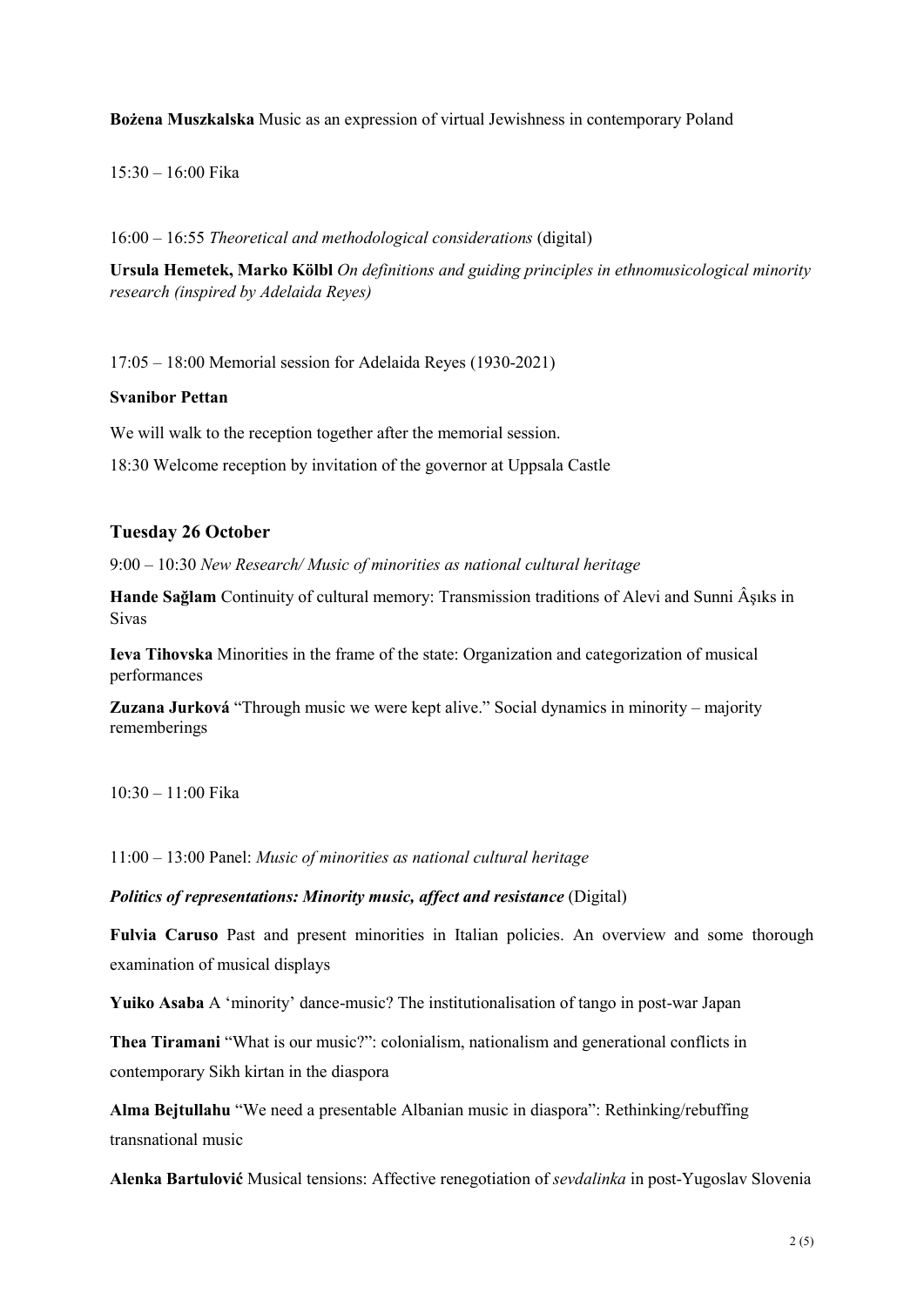**Bożena Muszkalska** Music as an expression of virtual Jewishness in contemporary Poland

15:30 – 16:00 Fika

16:00 – 16:55 *Theoretical and methodological considerations* (digital)

**Ursula Hemetek, Marko Kölbl** *On definitions and guiding principles in ethnomusicological minority research (inspired by Adelaida Reyes)*

17:05 – 18:00 Memorial session for Adelaida Reyes (1930-2021)

**Svanibor Pettan**

We will walk to the reception together after the memorial session.

18:30 Welcome reception by invitation of the governor at Uppsala Castle

## Tuesday 26 October

9:00 – 10:30 *New Research/ Music of minorities as national cultural heritage*

**Hande Sağlam** Continuity of cultural memory: Transmission traditions of Alevi and Sunni Âşıks in Sivas

**Ieva Tihovska** Minorities in the frame of the state: Organization and categorization of musical performances

**Zuzana Jurková** "Through music we were kept alive." Social dynamics in minority – majority rememberings

10:30 – 11:00 Fika

11:00 – 13:00 Panel: *Music of minorities as national cultural heritage*

***Politics of representations: Minority music, affect and resistance*** (Digital)

**Fulvia Caruso** Past and present minorities in Italian policies. An overview and some thorough examination of musical displays

**Yuiko Asaba** A 'minority' dance-music? The institutionalisation of tango in post-war Japan

**Thea Tiramani** "What is our music?": colonialism, nationalism and generational conflicts in contemporary Sikh kirtan in the diaspora

**Alma Bejtullahu** "We need a presentable Albanian music in diaspora": Rethinking/rebuffing transnational music

**Alenka Bartulović** Musical tensions: Affective renegotiation of *sevdalinka* in post-Yugoslav Slovenia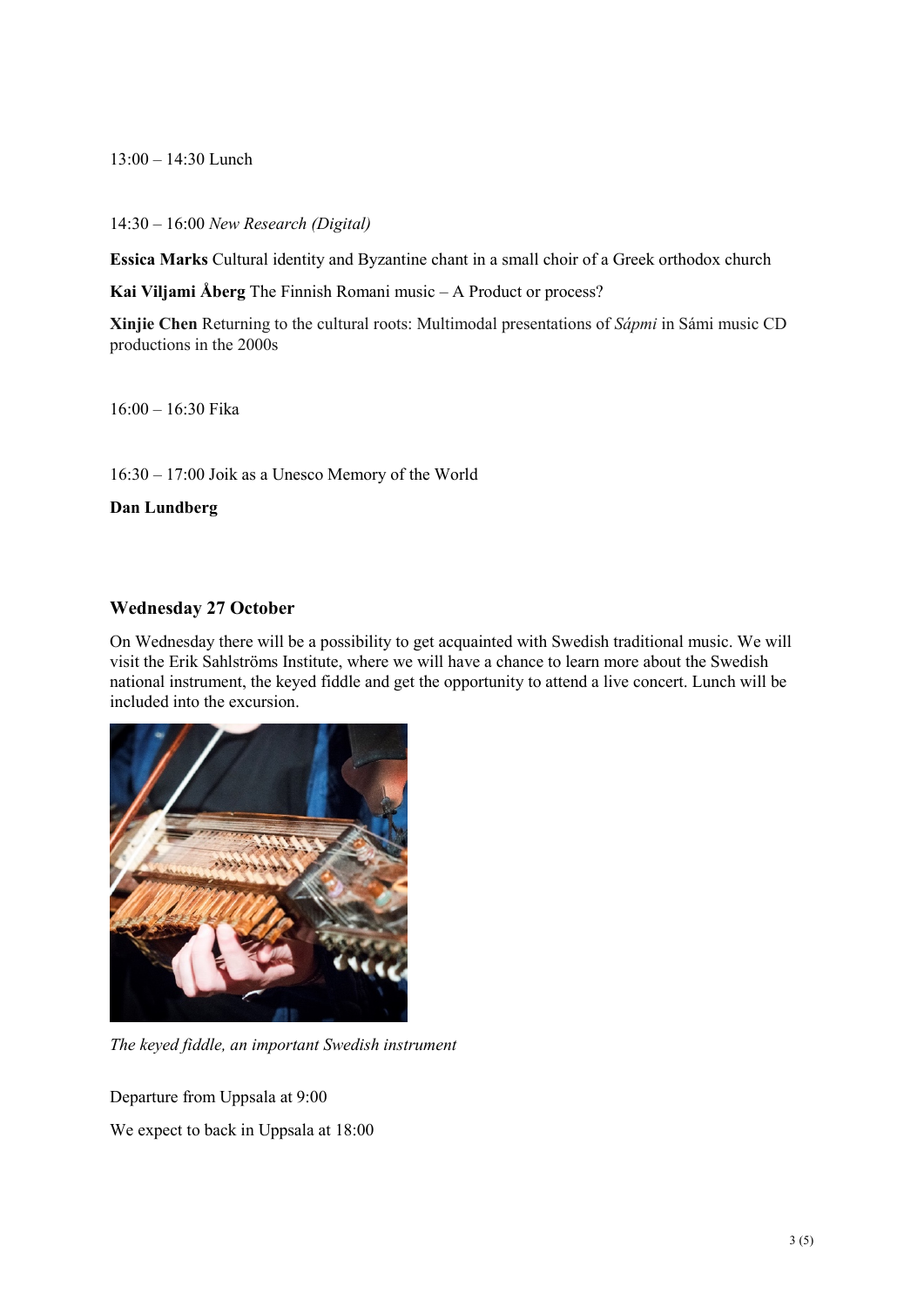13:00 – 14:30 Lunch

14:30 – 16:00 *New Research (Digital)*

**Essica Marks** Cultural identity and Byzantine chant in a small choir of a Greek orthodox church

**Kai Viljami Åberg** The Finnish Romani music – A Product or process?

**Xinjie Chen** Returning to the cultural roots: Multimodal presentations of *Sápmi* in Sámi music CD productions in the 2000s

16:00 – 16:30 Fika

16:30 – 17:00 Joik as a Unesco Memory of the World

**Dan Lundberg**

### Wednesday 27 October

On Wednesday there will be a possibility to get acquainted with Swedish traditional music. We will visit the Erik Sahlströms Institute, where we will have a chance to learn more about the Swedish national instrument, the keyed fiddle and get the opportunity to attend a live concert. Lunch will be included into the excursion.

*The keyed fiddle, an important Swedish instrument*

Departure from Uppsala at 9:00

We expect to back in Uppsala at 18:00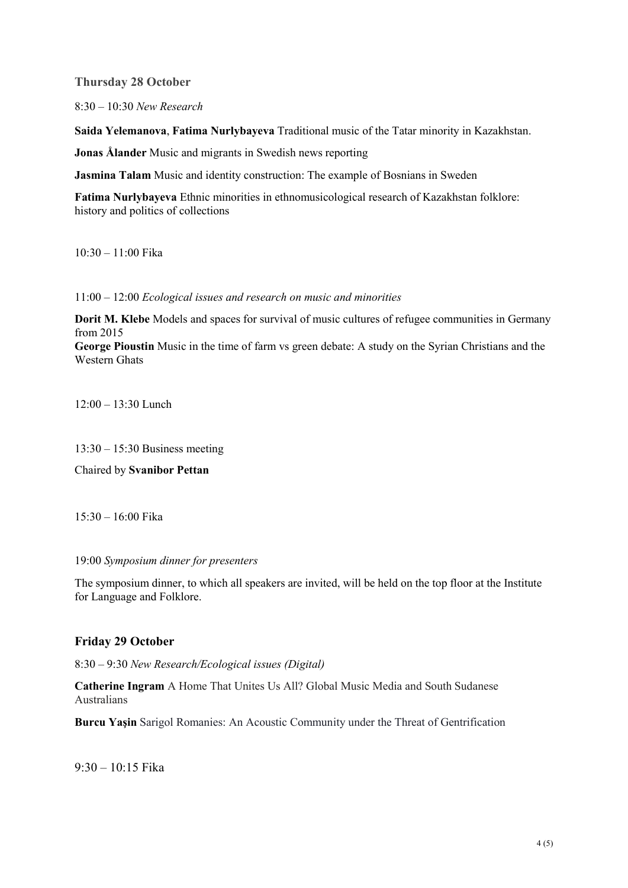## Thursday 28 October

8:30 – 10:30 *New Research*

**Saida Yelemanova**, **Fatima Nurlybayeva** Traditional music of the Tatar minority in Kazakhstan.

**Jonas Ålander** Music and migrants in Swedish news reporting

**Jasmina Talam** Music and identity construction: The example of Bosnians in Sweden

**Fatima Nurlybayeva** Ethnic minorities in ethnomusicological research of Kazakhstan folklore: history and politics of collections

10:30 – 11:00 Fika

11:00 – 12:00 *Ecological issues and research on music and minorities*

**Dorit M. Klebe** Models and spaces for survival of music cultures of refugee communities in Germany from 2015

**George Pioustin** Music in the time of farm vs green debate: A study on the Syrian Christians and the Western Ghats

12:00 – 13:30 Lunch

13:30 – 15:30 Business meeting

Chaired by **Svanibor Pettan**

15:30 – 16:00 Fika

19:00 *Symposium dinner for presenters*

The symposium dinner, to which all speakers are invited, will be held on the top floor at the Institute for Language and Folklore.

## Friday 29 October

8:30 – 9:30 *New Research/Ecological issues (Digital)*

**Catherine Ingram** A Home That Unites Us All? Global Music Media and South Sudanese Australians

**Burcu Yaşin** Sarigol Romanies: An Acoustic Community under the Threat of Gentrification

9:30 – 10:15 Fika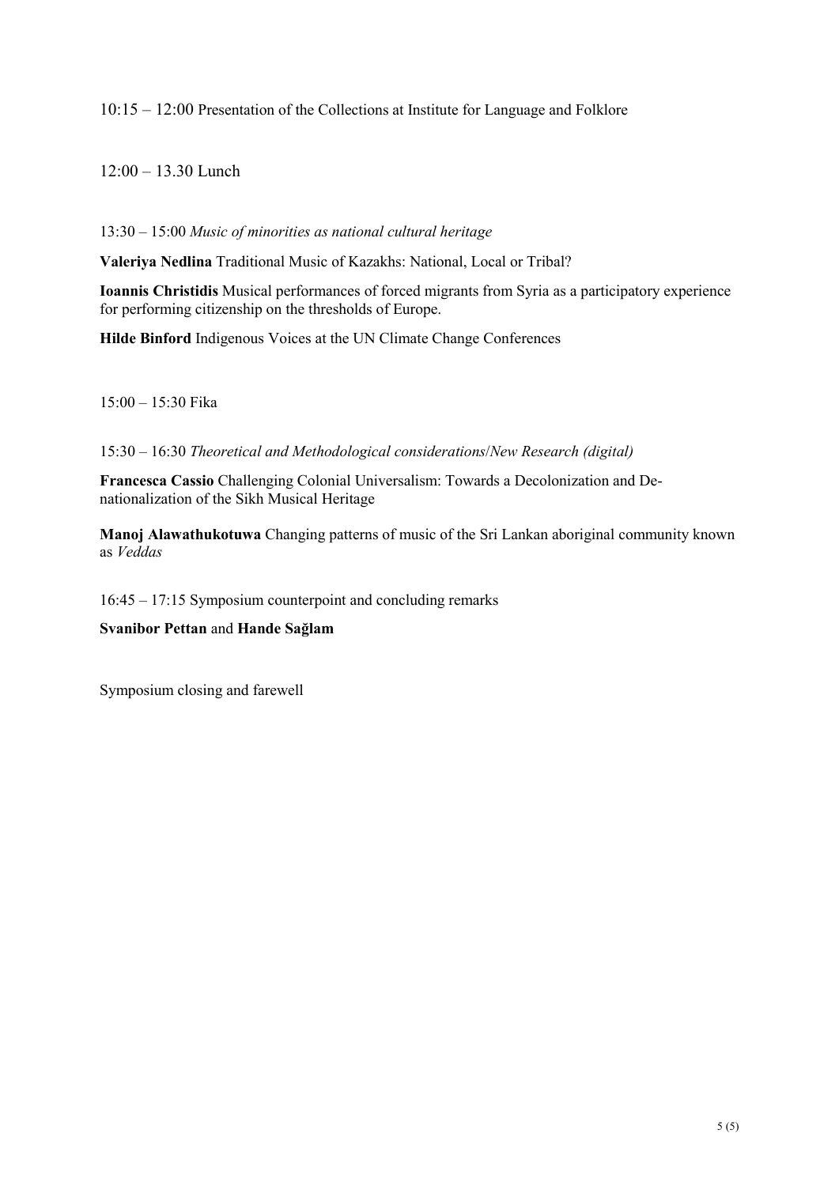10:15 – 12:00 Presentation of the Collections at Institute for Language and Folklore

12:00 – 13.30 Lunch

13:30 – 15:00 *Music of minorities as national cultural heritage*

**Valeriya Nedlina** Traditional Music of Kazakhs: National, Local or Tribal?

**Ioannis Christidis** Musical performances of forced migrants from Syria as a participatory experience for performing citizenship on the thresholds of Europe.

**Hilde Binford** Indigenous Voices at the UN Climate Change Conferences

15:00 – 15:30 Fika

15:30 – 16:30 *Theoretical and Methodological considerations*/*New Research (digital)*

**Francesca Cassio** Challenging Colonial Universalism: Towards a Decolonization and De-nationalization of the Sikh Musical Heritage

**Manoj Alawathukotuwa** Changing patterns of music of the Sri Lankan aboriginal community known as *Veddas*

16:45 – 17:15 Symposium counterpoint and concluding remarks

**Svanibor Pettan** and **Hande Sağlam**

Symposium closing and farewell